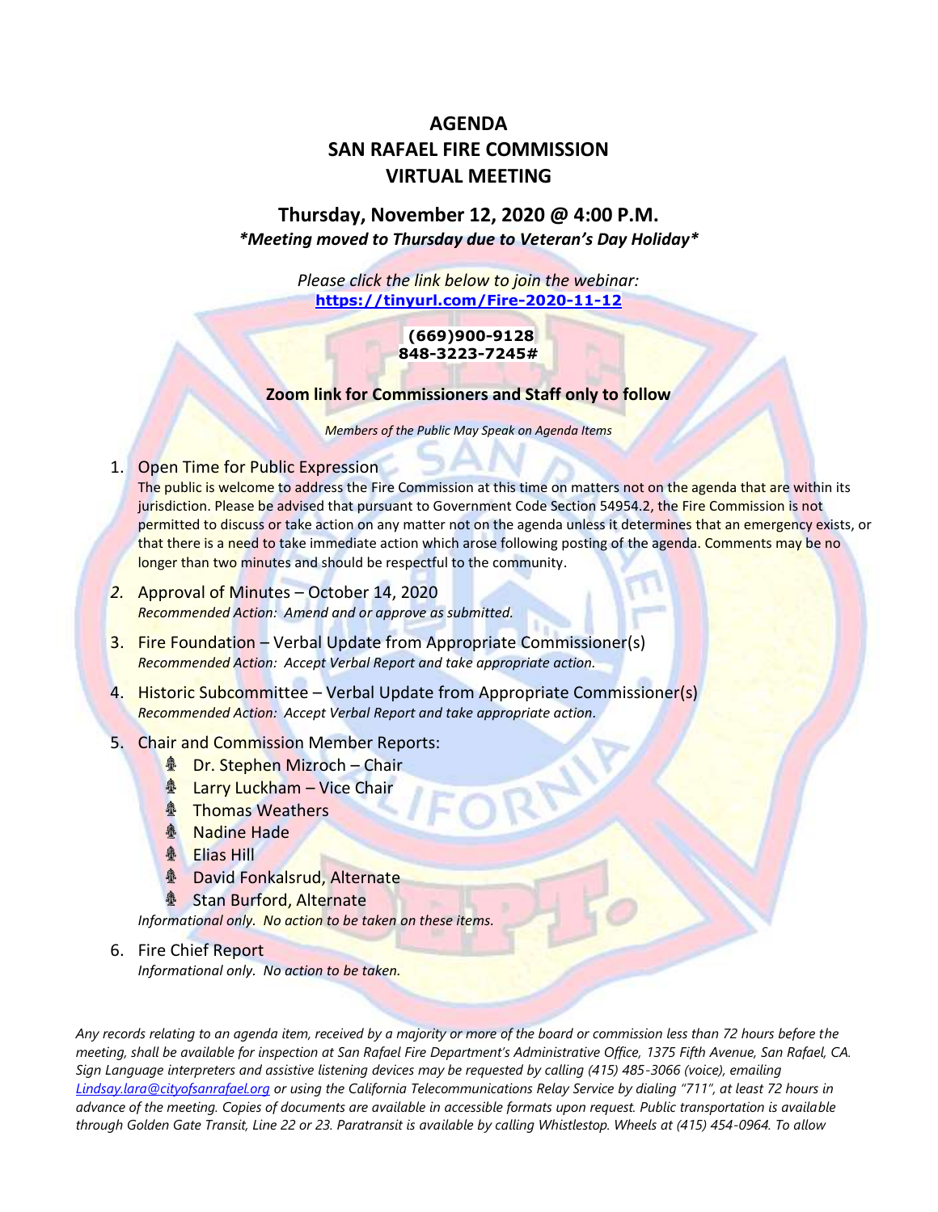# AGENDA
# SAN RAFAEL FIRE COMMISSION
# VIRTUAL MEETING

## Thursday, November 12, 2020 @ 4:00 P.M.

***Meeting moved to Thursday due to Veteran's Day Holiday***

*Please click the link below to join the webinar:*
**https://tinyurl.com/Fire-2020-11-12**

**(669)900-9128**
**848-3223-7245#**

**Zoom link for Commissioners and Staff only to follow**

*Members of the Public May Speak on Agenda Items*

1. Open Time for Public Expression
   The public is welcome to address the Fire Commission at this time on matters not on the agenda that are within its jurisdiction. Please be advised that pursuant to Government Code Section 54954.2, the Fire Commission is not permitted to discuss or take action on any matter not on the agenda unless it determines that an emergency exists, or that there is a need to take immediate action which arose following posting of the agenda. Comments may be no longer than two minutes and should be respectful to the community.

2. Approval of Minutes – October 14, 2020
   *Recommended Action: Amend and or approve as submitted.*

3. Fire Foundation – Verbal Update from Appropriate Commissioner(s)
   *Recommended Action: Accept Verbal Report and take appropriate action.*

4. Historic Subcommittee – Verbal Update from Appropriate Commissioner(s)
   *Recommended Action: Accept Verbal Report and take appropriate action.*

5. Chair and Commission Member Reports:
   - Dr. Stephen Mizroch – Chair
   - Larry Luckham – Vice Chair
   - Thomas Weathers
   - Nadine Hade
   - Elias Hill
   - David Fonkalsrud, Alternate
   - Stan Burford, Alternate

   *Informational only. No action to be taken on these items.*

6. Fire Chief Report
   *Informational only. No action to be taken.*

*Any records relating to an agenda item, received by a majority or more of the board or commission less than 72 hours before the meeting, shall be available for inspection at San Rafael Fire Department's Administrative Office, 1375 Fifth Avenue, San Rafael, CA. Sign Language interpreters and assistive listening devices may be requested by calling (415) 485-3066 (voice), emailing Lindsay.lara@cityofsanrafael.org or using the California Telecommunications Relay Service by dialing "711", at least 72 hours in advance of the meeting. Copies of documents are available in accessible formats upon request. Public transportation is available through Golden Gate Transit, Line 22 or 23. Paratransit is available by calling Whistlestop. Wheels at (415) 454-0964. To allow*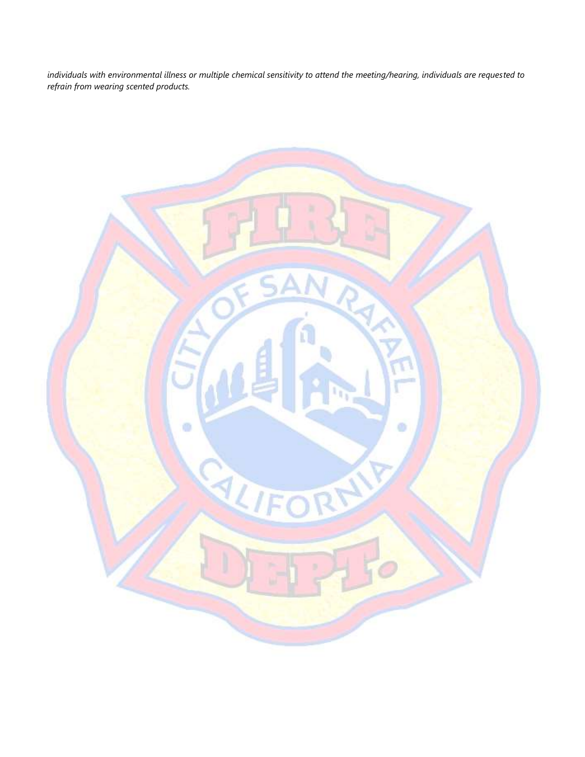*individuals with environmental illness or multiple chemical sensitivity to attend the meeting/hearing, individuals are requested to refrain from wearing scented products.*